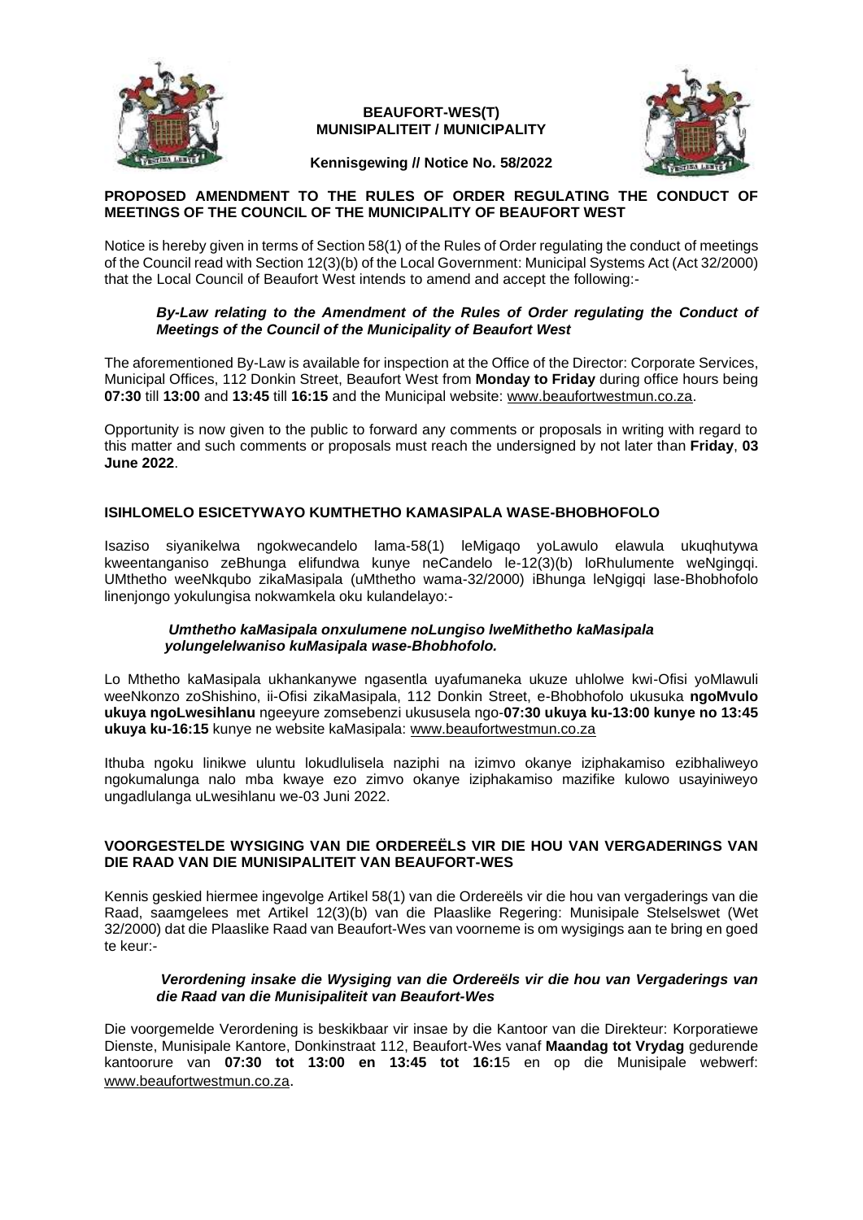**BEAUFORT-WES(T)**
**MUNISIPALITEIT / MUNICIPALITY**

**Kennisgewing // Notice No. 58/2022**

## PROPOSED AMENDMENT TO THE RULES OF ORDER REGULATING THE CONDUCT OF MEETINGS OF THE COUNCIL OF THE MUNICIPALITY OF BEAUFORT WEST

Notice is hereby given in terms of Section 58(1) of the Rules of Order regulating the conduct of meetings of the Council read with Section 12(3)(b) of the Local Government: Municipal Systems Act (Act 32/2000) that the Local Council of Beaufort West intends to amend and accept the following:-

***By-Law relating to the Amendment of the Rules of Order regulating the Conduct of Meetings of the Council of the Municipality of Beaufort West***

The aforementioned By-Law is available for inspection at the Office of the Director: Corporate Services, Municipal Offices, 112 Donkin Street, Beaufort West from **Monday to Friday** during office hours being **07:30** till **13:00** and **13:45** till **16:15** and the Municipal website: www.beaufortwestmun.co.za.

Opportunity is now given to the public to forward any comments or proposals in writing with regard to this matter and such comments or proposals must reach the undersigned by not later than **Friday**, **03 June 2022**.

## ISIHLOMELO ESICETYWAYO KUMTHETHO KAMASIPALA WASE-BHOBHOFOLO

Isaziso siyanikelwa ngokwecandelo lama-58(1) leMigaqo yoLawulo elawula ukuqhutywa kweentanganiso zeBhunga elifundwa kunye neCandelo le-12(3)(b) loRhulumente weNgingqi. UMthetho weeNkqubo zikaMasipala (uMthetho wama-32/2000) iBhunga leNgigqi lase-Bhobhofolo linenjongo yokulungisa nokwamkela oku kulandelayo:-

***Umthetho kaMasipala onxulumene noLungiso lweMithetho kaMasipala yolungelelwaniso kuMasipala wase-Bhobhofolo.***

Lo Mthetho kaMasipala ukhankanywe ngasentla uyafumaneka ukuze uhlolwe kwi-Ofisi yoMlawuli weeNkonzo zoShishino, ii-Ofisi zikaMasipala, 112 Donkin Street, e-Bhobhofolo ukusuka **ngoMvulo ukuya ngoLwesihlanu** ngeeyure zomsebenzi ukususela ngo-**07:30 ukuya ku-13:00 kunye no 13:45 ukuya ku-16:15** kunye ne website kaMasipala: www.beaufortwestmun.co.za

Ithuba ngoku linikwe uluntu lokudlulisela naziphi na izimvo okanye iziphakamiso ezibhaliweyo ngokumalunga nalo mba kwaye ezo zimvo okanye iziphakamiso mazifike kulowo usayiniweyo ungadlulanga uLwesihlanu we-03 Juni 2022.

## VOORGESTELDE WYSIGING VAN DIE ORDEREËLS VIR DIE HOU VAN VERGADERINGS VAN DIE RAAD VAN DIE MUNISIPALITEIT VAN BEAUFORT-WES

Kennis geskied hiermee ingevolge Artikel 58(1) van die Ordereëls vir die hou van vergaderings van die Raad, saamgelees met Artikel 12(3)(b) van die Plaaslike Regering: Munisipale Stelselswet (Wet 32/2000) dat die Plaaslike Raad van Beaufort-Wes van voorneme is om wysigings aan te bring en goed te keur:-

***Verordening insake die Wysiging van die Ordereëls vir die hou van Vergaderings van die Raad van die Munisipaliteit van Beaufort-Wes***

Die voorgemelde Verordening is beskikbaar vir insae by die Kantoor van die Direkteur: Korporatiewe Dienste, Munisipale Kantore, Donkinstraat 112, Beaufort-Wes vanaf **Maandag tot Vrydag** gedurende kantoorure van **07:30 tot 13:00 en 13:45 tot 16:1**5 en op die Munisipale webwerf: www.beaufortwestmun.co.za.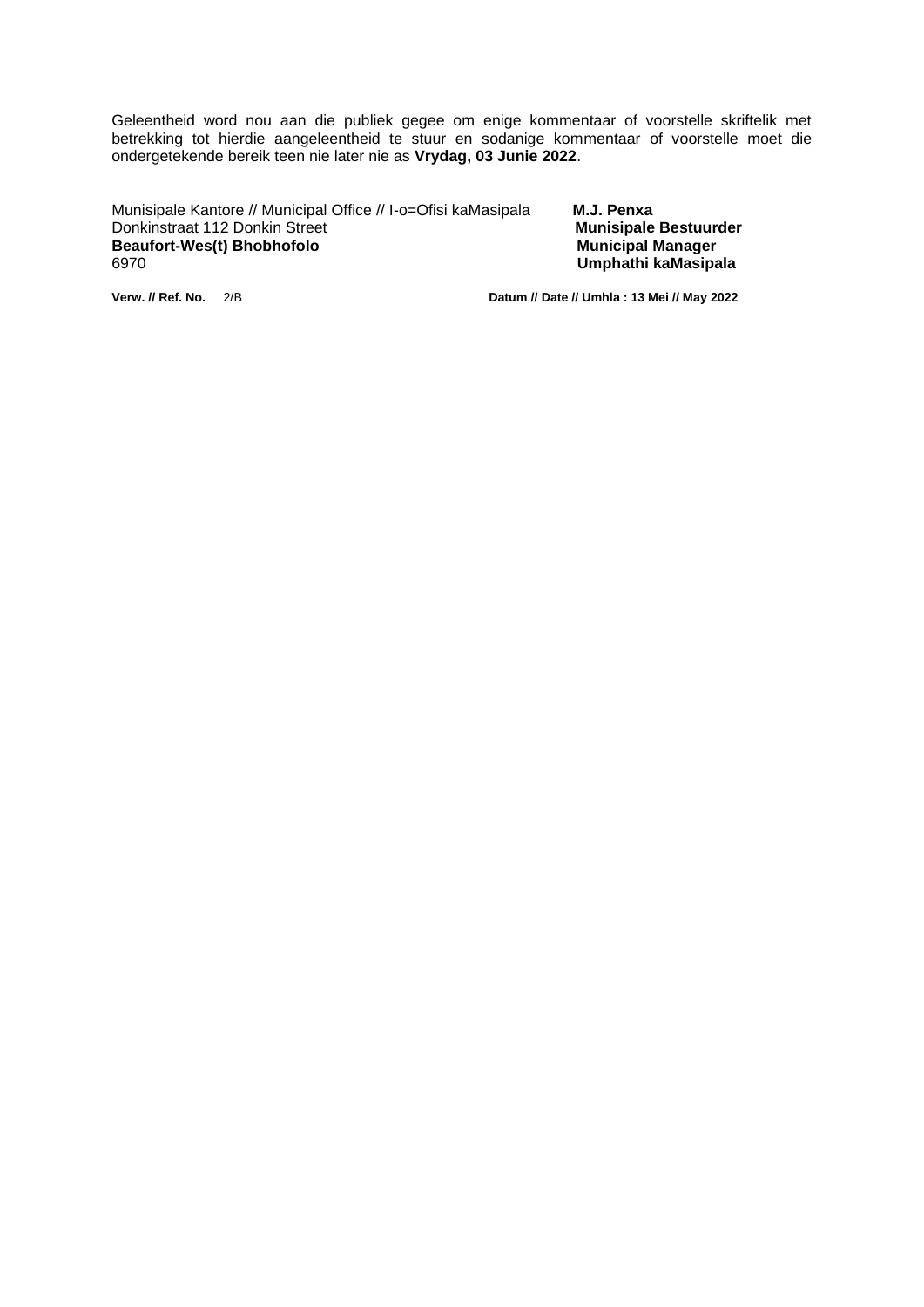Geleentheid word nou aan die publiek gegee om enige kommentaar of voorstelle skriftelik met betrekking tot hierdie aangeleentheid te stuur en sodanige kommentaar of voorstelle moet die ondergetekende bereik teen nie later nie as **Vrydag, 03 Junie 2022**.

Munisipale Kantore // Municipal Office // I-o=Ofisi kaMasipala
Donkinstraat 112 Donkin Street
**Beaufort-Wes(t) Bhobhofolo**
6970

**M.J. Penxa**
**Munisipale Bestuurder**
**Municipal Manager**
**Umphathi kaMasipala**

**Verw. // Ref. No.** 2/B

**Datum // Date // Umhla : 13 Mei // May 2022**